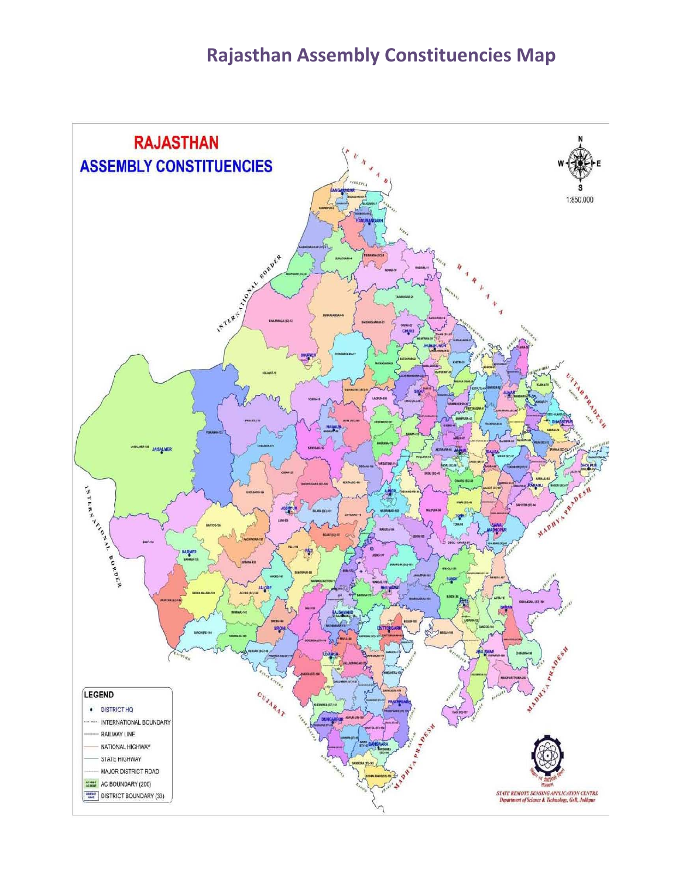# Rajasthan Assembly Constituencies Map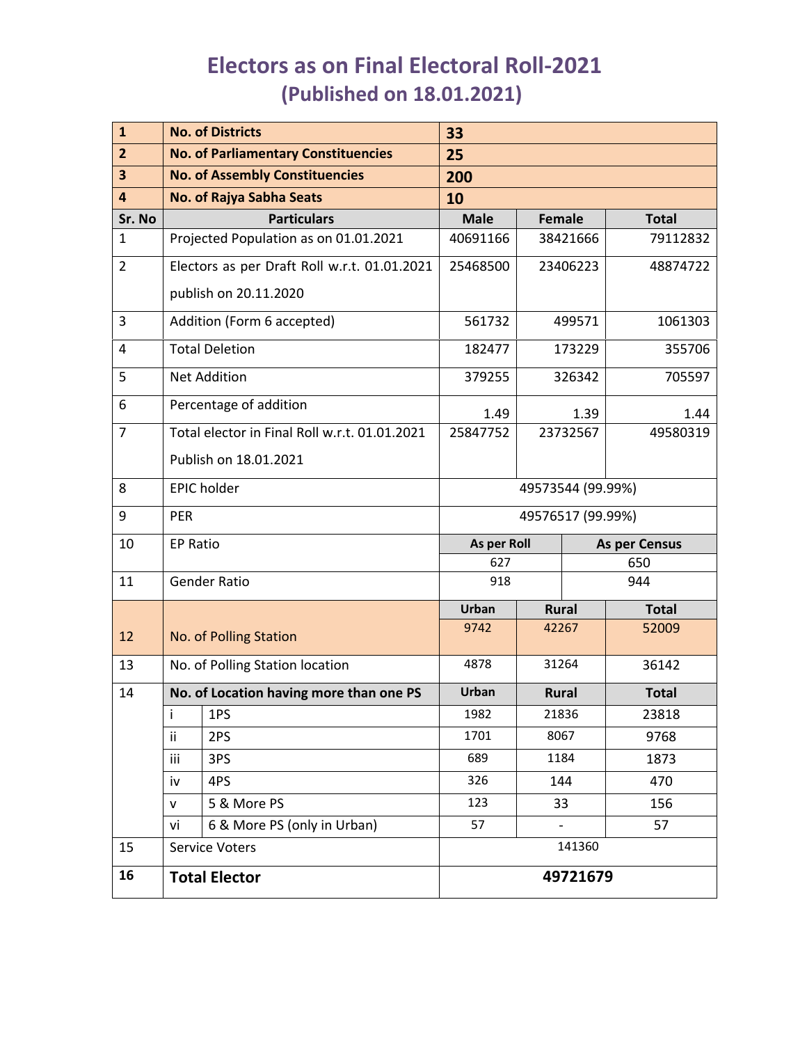# Electors as on Final Electoral Roll-2021

## (Published on 18.01.2021)

| | | | | | |
|---|---|---|---|---|---|
| **1** | **No. of Districts** | **33** | | | |
| **2** | **No. of Parliamentary Constituencies** | **25** | | | |
| **3** | **No. of Assembly Constituencies** | **200** | | | |
| **4** | **No. of Rajya Sabha Seats** | **10** | | | |
| **Sr. No** | **Particulars** | **Male** | **Female** | | **Total** |
| 1 | Projected Population as on 01.01.2021 | 40691166 | 38421666 | | 79112832 |
| 2 | Electors as per Draft Roll w.r.t. 01.01.2021 publish on 20.11.2020 | 25468500 | 23406223 | | 48874722 |
| 3 | Addition (Form 6 accepted) | 561732 | 499571 | | 1061303 |
| 4 | Total Deletion | 182477 | 173229 | | 355706 |
| 5 | Net Addition | 379255 | 326342 | | 705597 |
| 6 | Percentage of addition | 1.49 | 1.39 | | 1.44 |
| 7 | Total elector in Final Roll w.r.t. 01.01.2021 Publish on 18.01.2021 | 25847752 | 23732567 | | 49580319 |
| 8 | EPIC holder | 49573544 (99.99%) | | | |
| 9 | PER | 49576517 (99.99%) | | | |
| 10 | EP Ratio | **As per Roll** | | **As per Census** | |
| | | 627 | | 650 | |
| 11 | Gender Ratio | 918 | | 944 | |
| | | **Urban** | **Rural** | | **Total** |
| 12 | No. of Polling Station | 9742 | 42267 | | 52009 |
| 13 | No. of Polling Station location | 4878 | 31264 | | 36142 |
| 14 | **No. of Location having more than one PS** | **Urban** | **Rural** | | **Total** |
| | i 1PS | 1982 | 21836 | | 23818 |
| | ii 2PS | 1701 | 8067 | | 9768 |
| | iii 3PS | 689 | 1184 | | 1873 |
| | iv 4PS | 326 | 144 | | 470 |
| | v 5 & More PS | 123 | 33 | | 156 |
| | vi 6 & More PS (only in Urban) | 57 | - | | 57 |
| 15 | Service Voters | 141360 | | | |
| **16** | **Total Elector** | **49721679** | | | |